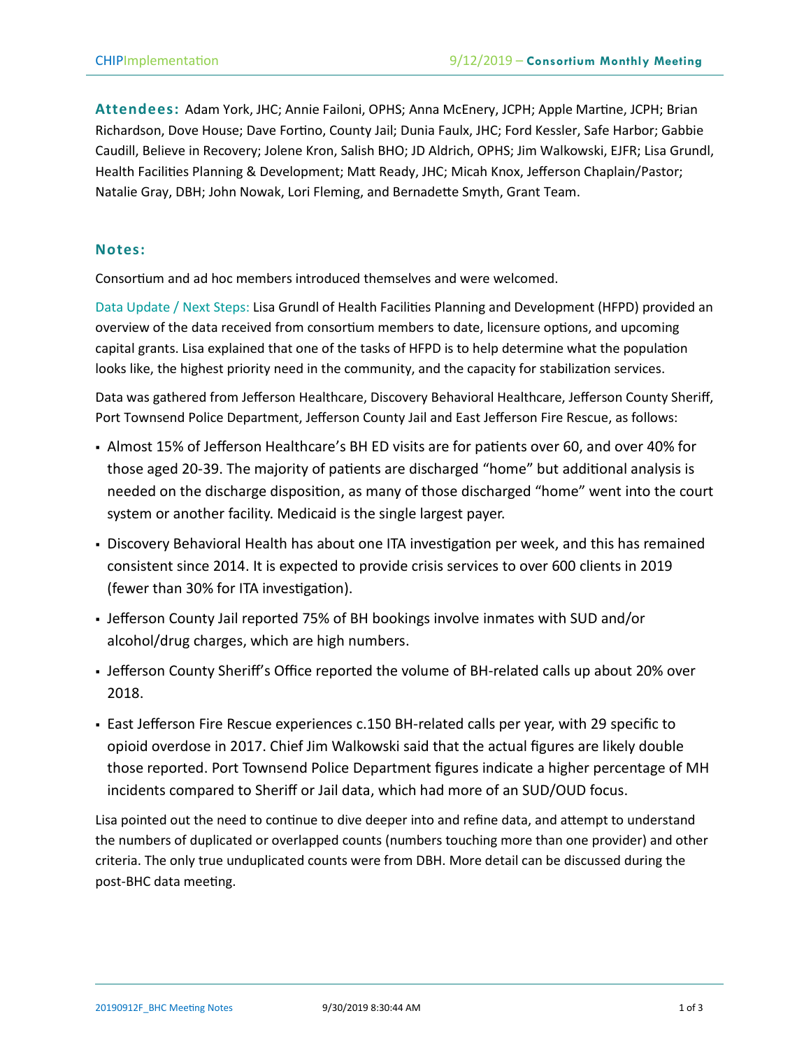**Attendees:** Adam York, JHC; Annie Failoni, OPHS; Anna McEnery, JCPH; Apple Martine, JCPH; Brian Richardson, Dove House; Dave Fortino, County Jail; Dunia Faulx, JHC; Ford Kessler, Safe Harbor; Gabbie Caudill, Believe in Recovery; Jolene Kron, Salish BHO; JD Aldrich, OPHS; Jim Walkowski, EJFR; Lisa Grundl, Health Facilities Planning & Development; Matt Ready, JHC; Micah Knox, Jefferson Chaplain/Pastor; Natalie Gray, DBH; John Nowak, Lori Fleming, and Bernadette Smyth, Grant Team.

## Notes:

Consortium and ad hoc members introduced themselves and were welcomed.

Data Update / Next Steps: Lisa Grundl of Health Facilities Planning and Development (HFPD) provided an overview of the data received from consortium members to date, licensure options, and upcoming capital grants. Lisa explained that one of the tasks of HFPD is to help determine what the population looks like, the highest priority need in the community, and the capacity for stabilization services.

Data was gathered from Jefferson Healthcare, Discovery Behavioral Healthcare, Jefferson County Sheriff, Port Townsend Police Department, Jefferson County Jail and East Jefferson Fire Rescue, as follows:

- Almost 15% of Jefferson Healthcare's BH ED visits are for patients over 60, and over 40% for those aged 20-39. The majority of patients are discharged "home" but additional analysis is needed on the discharge disposition, as many of those discharged "home" went into the court system or another facility. Medicaid is the single largest payer.
- Discovery Behavioral Health has about one ITA investigation per week, and this has remained consistent since 2014. It is expected to provide crisis services to over 600 clients in 2019 (fewer than 30% for ITA investigation).
- Jefferson County Jail reported 75% of BH bookings involve inmates with SUD and/or alcohol/drug charges, which are high numbers.
- Jefferson County Sheriff's Office reported the volume of BH-related calls up about 20% over 2018.
- East Jefferson Fire Rescue experiences c.150 BH-related calls per year, with 29 specific to opioid overdose in 2017. Chief Jim Walkowski said that the actual figures are likely double those reported. Port Townsend Police Department figures indicate a higher percentage of MH incidents compared to Sheriff or Jail data, which had more of an SUD/OUD focus.

Lisa pointed out the need to continue to dive deeper into and refine data, and attempt to understand the numbers of duplicated or overlapped counts (numbers touching more than one provider) and other criteria. The only true unduplicated counts were from DBH. More detail can be discussed during the post-BHC data meeting.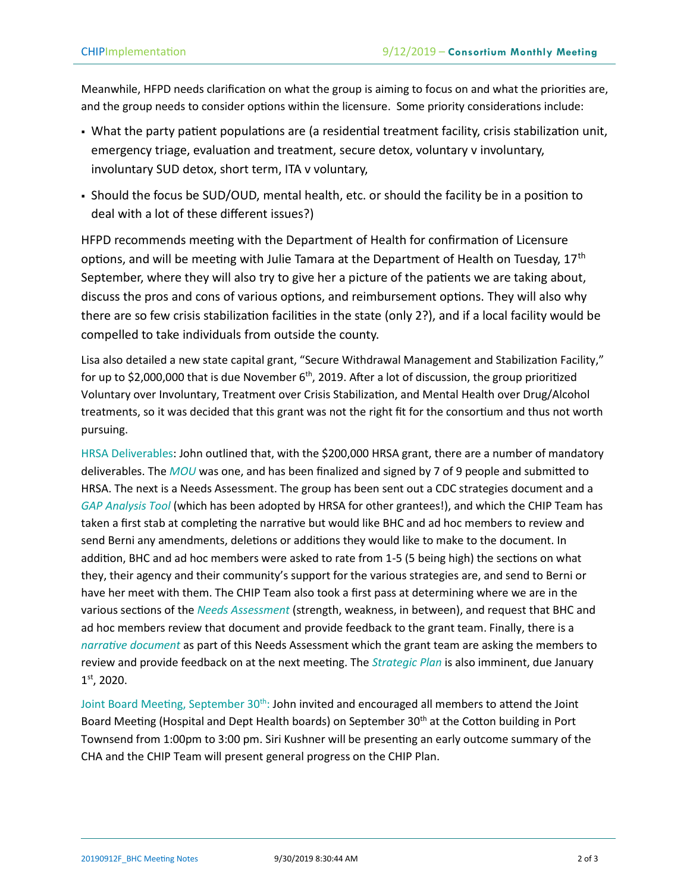Meanwhile, HFPD needs clarification on what the group is aiming to focus on and what the priorities are, and the group needs to consider options within the licensure. Some priority considerations include:

- What the party patient populations are (a residential treatment facility, crisis stabilization unit, emergency triage, evaluation and treatment, secure detox, voluntary v involuntary, involuntary SUD detox, short term, ITA v voluntary,
- Should the focus be SUD/OUD, mental health, etc. or should the facility be in a position to deal with a lot of these different issues?)

HFPD recommends meeting with the Department of Health for confirmation of Licensure options, and will be meeting with Julie Tamara at the Department of Health on Tuesday, 17th September, where they will also try to give her a picture of the patients we are taking about, discuss the pros and cons of various options, and reimbursement options. They will also why there are so few crisis stabilization facilities in the state (only 2?), and if a local facility would be compelled to take individuals from outside the county.

Lisa also detailed a new state capital grant, "Secure Withdrawal Management and Stabilization Facility," for up to $2,000,000 that is due November 6th, 2019. After a lot of discussion, the group prioritized Voluntary over Involuntary, Treatment over Crisis Stabilization, and Mental Health over Drug/Alcohol treatments, so it was decided that this grant was not the right fit for the consortium and thus not worth pursuing.

HRSA Deliverables: John outlined that, with the $200,000 HRSA grant, there are a number of mandatory deliverables. The *MOU* was one, and has been finalized and signed by 7 of 9 people and submitted to HRSA. The next is a Needs Assessment. The group has been sent out a CDC strategies document and a *GAP Analysis Tool* (which has been adopted by HRSA for other grantees!), and which the CHIP Team has taken a first stab at completing the narrative but would like BHC and ad hoc members to review and send Berni any amendments, deletions or additions they would like to make to the document. In addition, BHC and ad hoc members were asked to rate from 1-5 (5 being high) the sections on what they, their agency and their community's support for the various strategies are, and send to Berni or have her meet with them. The CHIP Team also took a first pass at determining where we are in the various sections of the *Needs Assessment* (strength, weakness, in between), and request that BHC and ad hoc members review that document and provide feedback to the grant team. Finally, there is a *narrative document* as part of this Needs Assessment which the grant team are asking the members to review and provide feedback on at the next meeting. The *Strategic Plan* is also imminent, due January 1st, 2020.

Joint Board Meeting, September 30th: John invited and encouraged all members to attend the Joint Board Meeting (Hospital and Dept Health boards) on September 30th at the Cotton building in Port Townsend from 1:00pm to 3:00 pm. Siri Kushner will be presenting an early outcome summary of the CHA and the CHIP Team will present general progress on the CHIP Plan.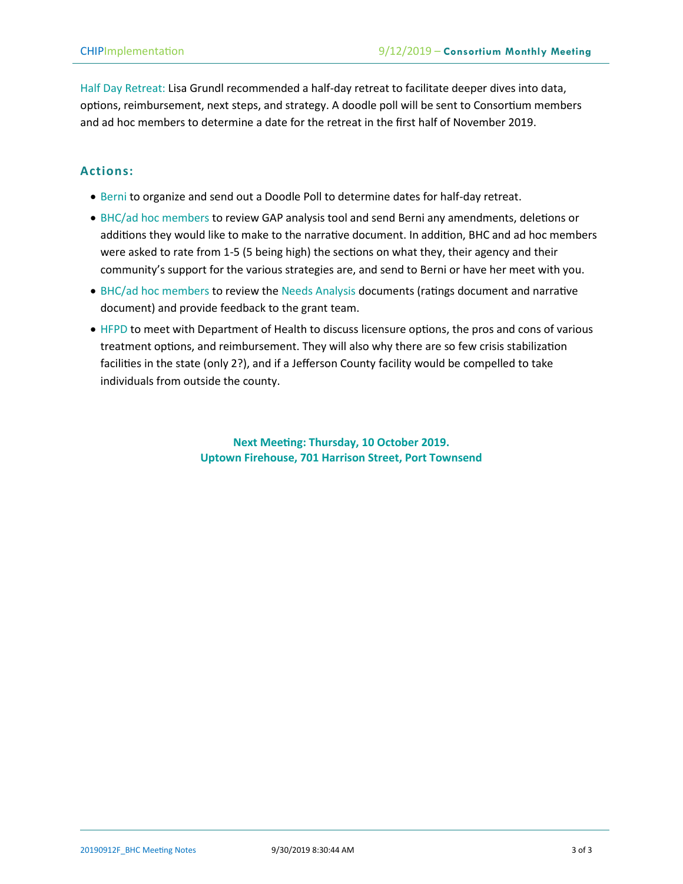Half Day Retreat: Lisa Grundl recommended a half-day retreat to facilitate deeper dives into data, options, reimbursement, next steps, and strategy. A doodle poll will be sent to Consortium members and ad hoc members to determine a date for the retreat in the first half of November 2019.

## Actions:

- Berni to organize and send out a Doodle Poll to determine dates for half-day retreat.
- BHC/ad hoc members to review GAP analysis tool and send Berni any amendments, deletions or additions they would like to make to the narrative document. In addition, BHC and ad hoc members were asked to rate from 1-5 (5 being high) the sections on what they, their agency and their community's support for the various strategies are, and send to Berni or have her meet with you.
- BHC/ad hoc members to review the Needs Analysis documents (ratings document and narrative document) and provide feedback to the grant team.
- HFPD to meet with Department of Health to discuss licensure options, the pros and cons of various treatment options, and reimbursement. They will also why there are so few crisis stabilization facilities in the state (only 2?), and if a Jefferson County facility would be compelled to take individuals from outside the county.

**Next Meeting: Thursday, 10 October 2019.**
**Uptown Firehouse, 701 Harrison Street, Port Townsend**